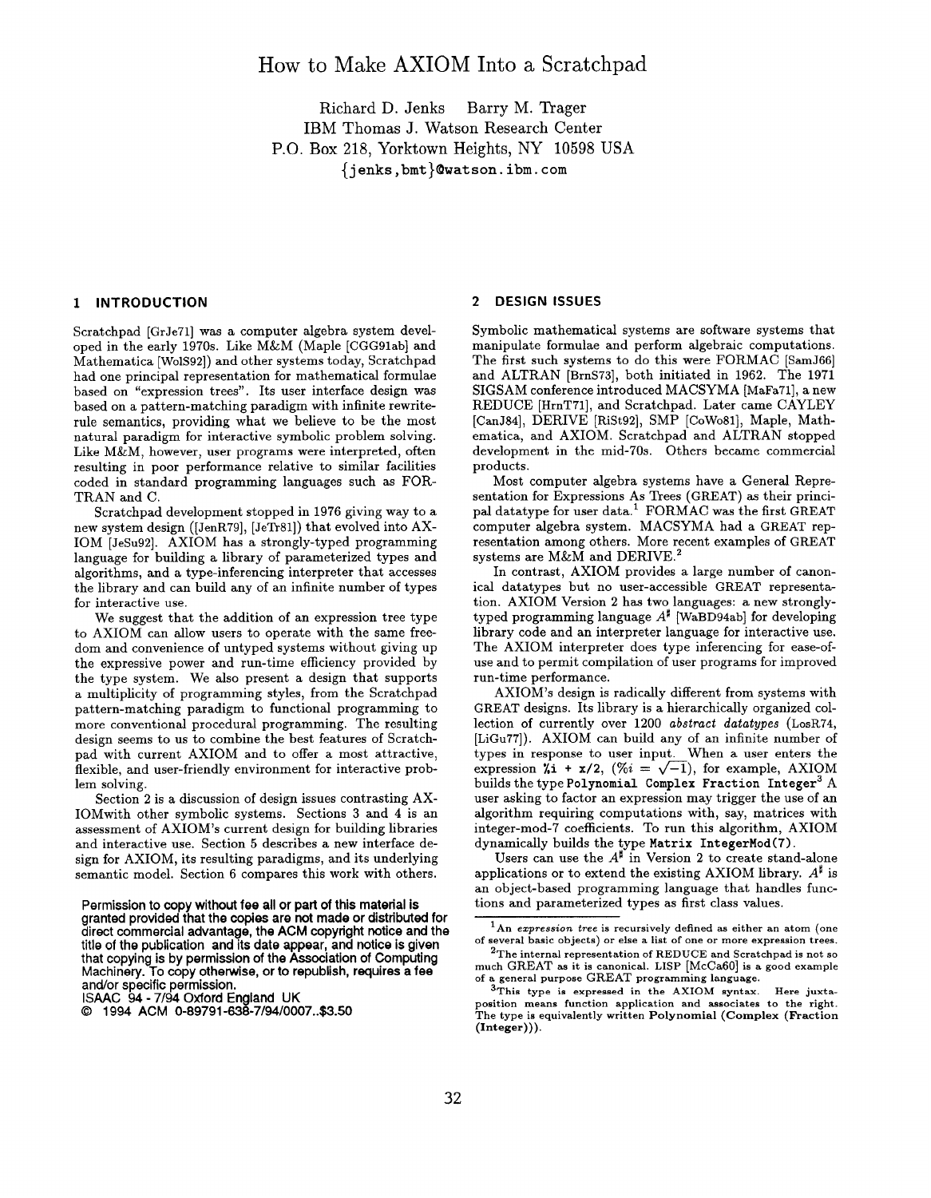# How to Make AXIOM Into a Scratchpad

Richard D. Jenks  Barry M. Trager
IBM Thomas J. Watson Research Center
P.O. Box 218, Yorktown Heights, NY 10598 USA
{jenks,bmt}@watson.ibm.com

## 1 INTRODUCTION

Scratchpad [GrJe71] was a computer algebra system developed in the early 1970s. Like M&M (Maple [CGG91ab] and Mathematica [WolS92]) and other systems today, Scratchpad had one principal representation for mathematical formulae based on "expression trees". Its user interface design was based on a pattern-matching paradigm with infinite rewrite-rule semantics, providing what we believe to be the most natural paradigm for interactive symbolic problem solving. Like M&M, however, user programs were interpreted, often resulting in poor performance relative to similar facilities coded in standard programming languages such as FORTRAN and C.

Scratchpad development stopped in 1976 giving way to a new system design ([JenR79], [JeTr81]) that evolved into AXIOM [JeSu92]. AXIOM has a strongly-typed programming language for building a library of parameterized types and algorithms, and a type-inferencing interpreter that accesses the library and can build any of an infinite number of types for interactive use.

We suggest that the addition of an expression tree type to AXIOM can allow users to operate with the same freedom and convenience of untyped systems without giving up the expressive power and run-time efficiency provided by the type system. We also present a design that supports a multiplicity of programming styles, from the Scratchpad pattern-matching paradigm to functional programming to more conventional procedural programming. The resulting design seems to us to combine the best features of Scratchpad with current AXIOM and to offer a most attractive, flexible, and user-friendly environment for interactive problem solving.

Section 2 is a discussion of design issues contrasting AXIOMwith other symbolic systems. Sections 3 and 4 is an assessment of AXIOM's current design for building libraries and interactive use. Section 5 describes a new interface design for AXIOM, its resulting paradigms, and its underlying semantic model. Section 6 compares this work with others.

**Permission to copy without fee all or part of this material is granted provided that the copies are not made or distributed for direct commercial advantage, the ACM copyright notice and the title of the publication and its date appear, and notice is given that copying is by permission of the Association of Computing Machinery. To copy otherwise, or to republish, requires a fee and/or specific permission.**
**ISAAC 94 - 7/94 Oxford England UK**
**© 1994 ACM 0-89791-638-7/94/0007..$3.50**

## 2 DESIGN ISSUES

Symbolic mathematical systems are software systems that manipulate formulae and perform algebraic computations. The first such systems to do this were FORMAC [SamJ66] and ALTRAN [BrnS73], both initiated in 1962. The 1971 SIGSAM conference introduced MACSYMA [MaFa71], a new REDUCE [HrnT71], and Scratchpad. Later came CAYLEY [CanJ84], DERIVE [RiSt92], SMP [CoWo81], Maple, Mathematica, and AXIOM. Scratchpad and ALTRAN stopped development in the mid-70s. Others became commercial products.

Most computer algebra systems have a General Representation for Expressions As Trees (GREAT) as their principal datatype for user data.[1] FORMAC was the first GREAT computer algebra system. MACSYMA had a GREAT representation among others. More recent examples of GREAT systems are M&M and DERIVE.[2]

In contrast, AXIOM provides a large number of canonical datatypes but no user-accessible GREAT representation. AXIOM Version 2 has two languages: a new strongly-typed programming language $A^\sharp$ [WaBD94ab] for developing library code and an interpreter language for interactive use. The AXIOM interpreter does type inferencing for ease-of-use and to permit compilation of user programs for improved run-time performance.

AXIOM's design is radically different from systems with GREAT designs. Its library is a hierarchically organized collection of currently over 1200 *abstract datatypes* (LosR74, [LiGu77]). AXIOM can build any of an infinite number of types in response to user input. When a user enters the expression `%i + x/2`, ($\%i = \sqrt{-1}$), for example, AXIOM builds the type `Polynomial Complex Fraction Integer`[3] A user asking to factor an expression may trigger the use of an algorithm requiring computations with, say, matrices with integer-mod-7 coefficients. To run this algorithm, AXIOM dynamically builds the type `Matrix IntegerMod(7)`.

Users can use the $A^\sharp$ in Version 2 to create stand-alone applications or to extend the existing AXIOM library. $A^\sharp$ is an object-based programming language that handles functions and parameterized types as first class values.

---

[1] An *expression tree* is recursively defined as either an atom (one of several basic objects) or else a list of one or more expression trees.

[2] The internal representation of REDUCE and Scratchpad is not so much GREAT as it is canonical. LISP [McCa60] is a good example of a general purpose GREAT programming language.

[3] This type is expressed in the AXIOM syntax. Here juxtaposition means function application and associates to the right. The type is equivalently written **Polynomial (Complex (Fraction (Integer)))**.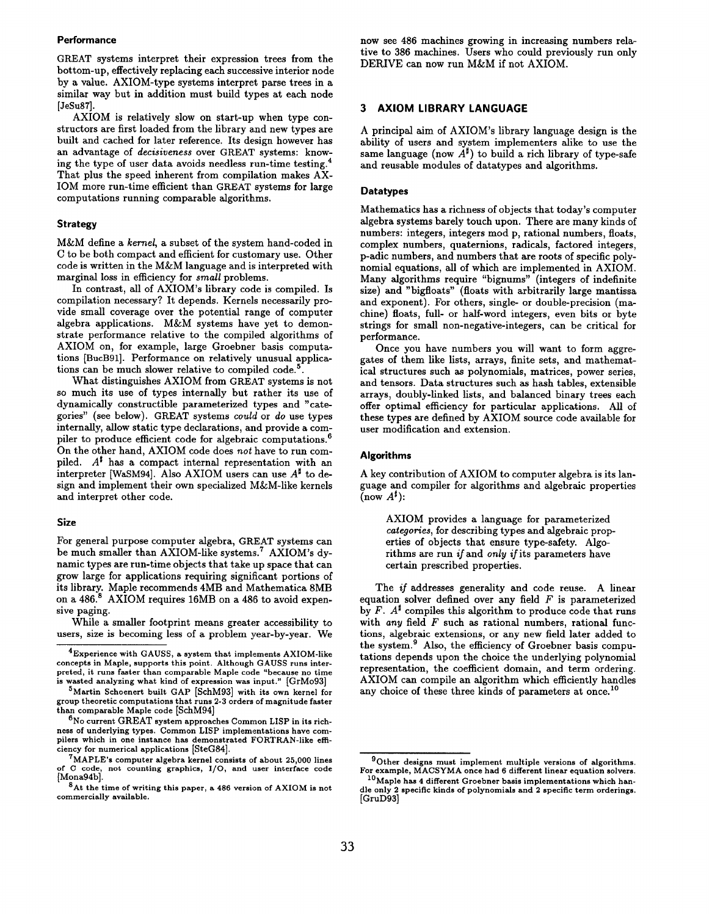### Performance

GREAT systems interpret their expression trees from the bottom-up, effectively replacing each successive interior node by a value. AXIOM-type systems interpret parse trees in a similar way but in addition must build types at each node [JeSu87].

AXIOM is relatively slow on start-up when type constructors are first loaded from the library and new types are built and cached for later reference. Its design however has an advantage of *decisiveness* over GREAT systems: knowing the type of user data avoids needless run-time testing.[4] That plus the speed inherent from compilation makes AXIOM more run-time efficient than GREAT systems for large computations running comparable algorithms.

### Strategy

M&M define a *kernel*, a subset of the system hand-coded in C to be both compact and efficient for customary use. Other code is written in the M&M language and is interpreted with marginal loss in efficiency for *small* problems.

In contrast, all of AXIOM's library code is compiled. Is compilation necessary? It depends. Kernels necessarily provide small coverage over the potential range of computer algebra applications. M&M systems have yet to demonstrate performance relative to the compiled algorithms of AXIOM on, for example, large Groebner basis computations [BucB91]. Performance on relatively unusual applications can be much slower relative to compiled code.[5].

What distinguishes AXIOM from GREAT systems is not so much its use of types internally but rather its use of dynamically constructible parameterized types and "categories" (see below). GREAT systems *could* or *do* use types internally, allow static type declarations, and provide a compiler to produce efficient code for algebraic computations.[6] On the other hand, AXIOM code does *not* have to run compiled. $A^\sharp$ has a compact internal representation with an interpreter [WaSM94]. Also AXIOM users can use $A^\sharp$ to design and implement their own specialized M&M-like kernels and interpret other code.

### Size

For general purpose computer algebra, GREAT systems can be much smaller than AXIOM-like systems.[7] AXIOM's dynamic types are run-time objects that take up space that can grow large for applications requiring significant portions of its library. Maple recommends 4MB and Mathematica 8MB on a 486.[8] AXIOM requires 16MB on a 486 to avoid expensive paging.

While a smaller footprint means greater accessibility to users, size is becoming less of a problem year-by-year. We now see 486 machines growing in increasing numbers relative to 386 machines. Users who could previously run only DERIVE can now run M&M if not AXIOM.

## 3 AXIOM LIBRARY LANGUAGE

A principal aim of AXIOM's library language design is the ability of users and system implementers alike to use the same language (now $A^\sharp$) to build a rich library of type-safe and reusable modules of datatypes and algorithms.

### Datatypes

Mathematics has a richness of objects that today's computer algebra systems barely touch upon. There are many kinds of numbers: integers, integers mod p, rational numbers, floats, complex numbers, quaternions, radicals, factored integers, p-adic numbers, and numbers that are roots of specific polynomial equations, all of which are implemented in AXIOM. Many algorithms require "bignums" (integers of indefinite size) and "bigfloats" (floats with arbitrarily large mantissa and exponent). For others, single- or double-precision (machine) floats, full- or half-word integers, even bits or byte strings for small non-negative-integers, can be critical for performance.

Once you have numbers you will want to form aggregates of them like lists, arrays, finite sets, and mathematical structures such as polynomials, matrices, power series, and tensors. Data structures such as hash tables, extensible arrays, doubly-linked lists, and balanced binary trees each offer optimal efficiency for particular applications. All of these types are defined by AXIOM source code available for user modification and extension.

### Algorithms

A key contribution of AXIOM to computer algebra is its language and compiler for algorithms and algebraic properties (now $A^\sharp$):

> AXIOM provides a language for parameterized *categories*, for describing types and algebraic properties of objects that ensure type-safety. Algorithms are run *if* and *only if* its parameters have certain prescribed properties.

The *if* addresses generality and code reuse. A linear equation solver defined over any field $F$ is parameterized by $F$. $A^\sharp$ compiles this algorithm to produce code that runs with *any* field $F$ such as rational numbers, rational functions, algebraic extensions, or any new field later added to the system.[9] Also, the efficiency of Groebner basis computations depends upon the choice the underlying polynomial representation, the coefficient domain, and term ordering. AXIOM can compile an algorithm which efficiently handles any choice of these three kinds of parameters at once.[10]

---

[4] Experience with GAUSS, a system that implements AXIOM-like concepts in Maple, supports this point. Although GAUSS runs interpreted, it runs faster than comparable Maple code "because no time is wasted analyzing what kind of expression was input." [GrMo93]

[5] Martin Schoenert built GAP [SchM93] with its own kernel for group theoretic computations that runs 2-3 orders of magnitude faster than comparable Maple code [SchM94]

[6] No current GREAT system approaches Common LISP in its richness of underlying types. Common LISP implementations have compilers which in one instance has demonstrated FORTRAN-like efficiency for numerical applications [SteG84].

[7] MAPLE's computer algebra kernel consists of about 25,000 lines of C code, not counting graphics, I/O, and user interface code [Mona94b].

[8] At the time of writing this paper, a 486 version of AXIOM is not commercially available.

[9] Other designs must implement multiple versions of algorithms. For example, MACSYMA once had 6 different linear equation solvers.

[10] Maple has 4 different Groebner basis implementations which handle only 2 specific kinds of polynomials and 2 specific term orderings. [GruD93]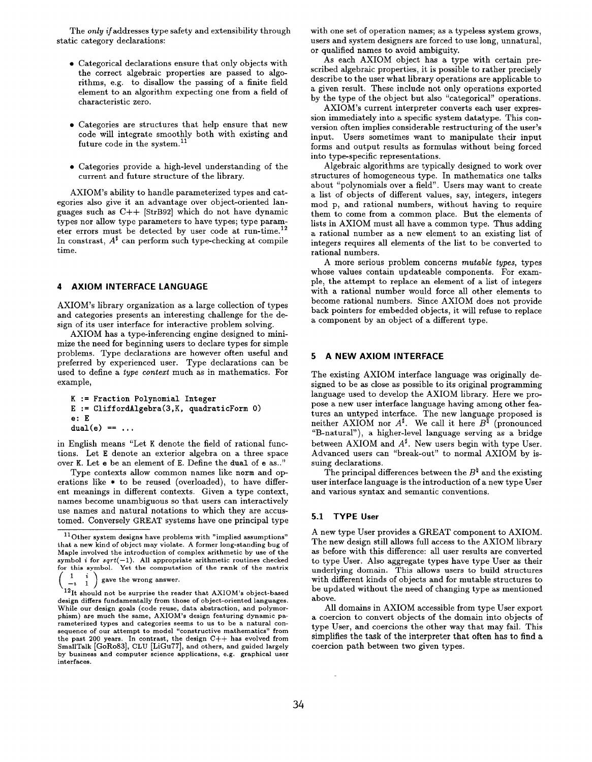The *only if* addresses type safety and extensibility through static category declarations:

- Categorical declarations ensure that only objects with the correct algebraic properties are passed to algorithms, e.g. to disallow the passing of a finite field element to an algorithm expecting one from a field of characteristic zero.
- Categories are structures that help ensure that new code will integrate smoothly both with existing and future code in the system.[11]
- Categories provide a high-level understanding of the current and future structure of the library.

AXIOM's ability to handle parameterized types and categories also give it an advantage over object-oriented languages such as C++ [StrB92] which do not have dynamic types nor allow type parameters to have types; type parameter errors must be detected by user code at run-time.[12] In constrast, $A^\sharp$ can perform such type-checking at compile time.

## 4 AXIOM INTERFACE LANGUAGE

AXIOM's library organization as a large collection of types and categories presents an interesting challenge for the design of its user interface for interactive problem solving.

AXIOM has a type-inferencing engine designed to minimize the need for beginning users to declare types for simple problems. Type declarations are however often useful and preferred by experienced user. Type declarations can be used to define a *type context* much as in mathematics. For example,

```
K := Fraction Polynomial Integer
E := CliffordAlgebra(3,K, quadraticForm 0)
e: E
dual(e) == ...
```

in English means "Let K denote the field of rational functions. Let E denote an exterior algebra on a three space over K. Let e be an element of E. Define the dual of e as.."

Type contexts allow common names like norm and operations like * to be reused (overloaded), to have different meanings in different contexts. Given a type context, names become unambiguous so that users can interactively use names and natural notations to which they are accustomed. Conversely GREAT systems have one principal type with one set of operation names; as a typeless system grows, users and system designers are forced to use long, unnatural, or qualified names to avoid ambiguity.

As each AXIOM object has a type with certain prescribed algebraic properties, it is possible to rather precisely describe to the user what library operations are applicable to a given result. These include not only operations exported by the type of the object but also "categorical" operations.

AXIOM's current interpreter converts each user expression immediately into a specific system datatype. This conversion often implies considerable restructuring of the user's input. Users sometimes want to manipulate their input forms and output results as formulas without being forced into type-specific representations.

Algebraic algorithms are typically designed to work over structures of homogeneous type. In mathematics one talks about "polynomials over a field". Users may want to create a list of objects of different values, say, integers, integers mod p, and rational numbers, without having to require them to come from a common place. But the elements of lists in AXIOM must all have a common type. Thus adding a rational number as a new element to an existing list of integers requires all elements of the list to be converted to rational numbers.

A more serious problem concerns *mutable types*, types whose values contain updateable components. For example, the attempt to replace an element of a list of integers with a rational number would force all other elements to become rational numbers. Since AXIOM does not provide back pointers for embedded objects, it will refuse to replace a component by an object of a different type.

## 5 A NEW AXIOM INTERFACE

The existing AXIOM interface language was originally designed to be as close as possible to its original programming language used to develop the AXIOM library. Here we propose a new user interface language having among other features an untyped interface. The new language proposed is neither AXIOM nor $A^\sharp$. We call it here $B^\natural$ (pronounced "B-natural"), a higher-level language serving as a bridge between AXIOM and $A^\sharp$. New users begin with type User. Advanced users can "break-out" to normal AXIOM by issuing declarations.

The principal differences between the $B^\natural$ and the existing user interface language is the introduction of a new type User and various syntax and semantic conventions.

### 5.1 TYPE User

A new type User provides a GREAT component to AXIOM. The new design still allows full access to the AXIOM library as before with this difference: all user results are converted to type User. Also aggregate types have type User as their underlying domain. This allows users to build structures with different kinds of objects and for mutable structures to be updated without the need of changing type as mentioned above.

All domains in AXIOM accessible from type User export a coercion to convert objects of the domain into objects of type User, and coercions the other way that may fail. This simplifies the task of the interpreter that often has to find a coercion path between two given types.

---

[11] Other system designs have problems with "implied assumptions" that a new kind of object may violate. A former long-standing bug of Maple involved the introduction of complex arithmetic by use of the symbol $i$ for $sqrt(-1)$. All appropriate arithmetic routines checked for this symbol. Yet the computation of the rank of the matrix $\begin{pmatrix} 1 & i \\ -i & 1 \end{pmatrix}$ gave the wrong answer.

[12] It should not be surprise the reader that AXIOM's object-based design differs fundamentally from those of object-oriented languages. While our design goals (code reuse, data abstraction, and polymorphism) are much the same, AXIOM's design featuring dynamic parameterized types and categories seems to us to be a natural consequence of our attempt to model "constructive mathematics" from the past 200 years. In contrast, the design C++ has evolved from SmallTalk [GoRo83], CLU [LiGu77], and others, and guided largely by business and computer science applications, e.g. graphical user interfaces.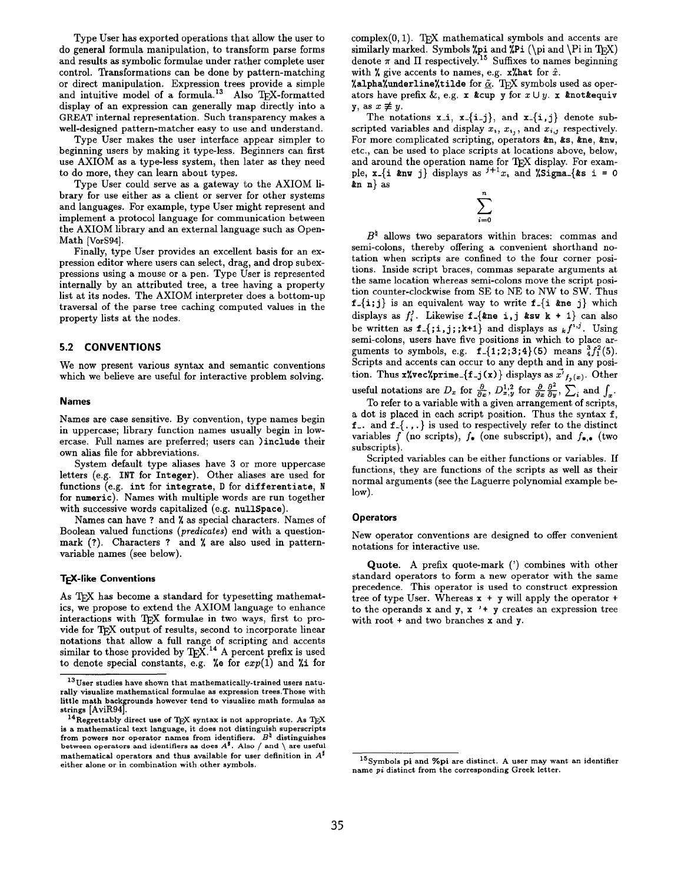Type User has exported operations that allow the user to do general formula manipulation, to transform parse forms and results as symbolic formulae under rather complete user control. Transformations can be done by pattern-matching or direct manipulation. Expression trees provide a simple and intuitive model of a formula.[13] Also TEX-formatted display of an expression can generally map directly into a GREAT internal representation. Such transparency makes a well-designed pattern-matcher easy to use and understand.

Type User makes the user interface appear simpler to beginning users by making it type-less. Beginners can first use AXIOM as a type-less system, then later as they need to do more, they can learn about types.

Type User could serve as a gateway to the AXIOM library for use either as a client or server for other systems and languages. For example, type User might represent and implement a protocol language for communication between the AXIOM library and an external language such as OpenMath [VorS94].

Finally, type User provides an excellent basis for an expression editor where users can select, drag, and drop subexpressions using a mouse or a pen. Type User is represented internally by an attributed tree, a tree having a property list at its nodes. The AXIOM interpreter does a bottom-up traversal of the parse tree caching computed values in the property lists at the nodes.

## 5.2 CONVENTIONS

We now present various syntax and semantic conventions which we believe are useful for interactive problem solving.

### Names

Names are case sensitive. By convention, type names begin in uppercase; library function names usually begin in lowercase. Full names are preferred; users can `)include` their own alias file for abbreviations.

System default type aliases have 3 or more uppercase letters (e.g. `INT` for `Integer`). Other aliases are used for functions (e.g. `int` for `integrate`, `D` for `differentiate`, `N` for `numeric`). Names with multiple words are run together with successive words capitalized (e.g. `nullSpace`).

Names can have `?` and `%` as special characters. Names of Boolean valued functions (*predicates*) end with a question-mark (`?`). Characters `?` and `%` are also used in pattern-variable names (see below).

### TEX-like Conventions

As TEX has become a standard for typesetting mathematics, we propose to extend the AXIOM language to enhance interactions with TEX formulae in two ways, first to provide for TEX output of results, second to incorporate linear notations that allow a full range of scripting and accents similar to those provided by TEX.[14] A percent prefix is used to denote special constants, e.g. `%e` for $exp(1)$ and `%i` for complex(0, 1). TEX mathematical symbols and accents are similarly marked. Symbols `%pi` and `%Pi` (\pi and \Pi in TEX) denote $\pi$ and $\Pi$ respectively.[15] Suffixes to names beginning with `%` give accents to names, e.g. `x%hat` for $\hat{x}$. `%alpha%underline%tilde` for $\tilde{\underline{\alpha}}$. TEX symbols used as operators have prefix &, e.g. `x &cup y` for $x \cup y$. `x &not&equiv y`, as $x \not\equiv y$.

The notations `x_i`, `x_{i_j}`, and `x_{i,j}` denote subscripted variables and display $x_i$, $x_{i_j}$, and $x_{i,j}$ respectively. For more complicated scripting, operators `&n`, `&s`, `&ne`, `&nw`, etc., can be used to place scripts at locations above, below, and around the operation name for TEX display. For example, `x_{i &nw j}` displays as ${}^{j+1}x_i$ and `%Sigma_{&s i = 0 &n n}` as

$$\sum_{i=0}^{n}$$

$B^\natural$ allows two separators within braces: commas and semi-colons, thereby offering a convenient shorthand notation when scripts are confined to the four corner positions. Inside script braces, commas separate arguments at the same location whereas semi-colons move the script position counter-clockwise from SE to NE to NW to SW. Thus `f_{i;j}` is an equivalent way to write `f_{i &ne j}` which displays as $f_i^j$. Likewise `f_{&ne i,j &sw k + 1}` can also be written as `f_{;i,j;;k+1}` and displays as ${}_kf^{i,j}$. Using semi-colons, users have five positions in which to place arguments to symbols, e.g. `f_{1;2;3;4}(5)` means ${}^3_4f^2_1(5)$. Scripts and accents can occur to any depth and in any position. Thus `x%vec%prime_{f_j(x)}` displays as $\vec{x}'_{f_j(x)}$. Other useful notations are $D_x$ for $\frac{\partial}{\partial x}$, $D^{1,2}_{x;y}$ for $\frac{\partial}{\partial x}\frac{\partial^2}{\partial y}$, $\sum_i$ and $\int_x$.

To refer to a variable with a given arrangement of scripts, a dot is placed in each script position. Thus the syntax `f`, `f_.` and `f_{.,.}` is used to respectively refer to the distinct variables $f$ (no scripts), $f_\bullet$ (one subscript), and $f_{\bullet,\bullet}$ (two subscripts).

Scripted variables can be either functions or variables. If functions, they are functions of the scripts as well as their normal arguments (see the Laguerre polynomial example below).

### Operators

New operator conventions are designed to offer convenient notations for interactive use.

**Quote.** A prefix quote-mark (') combines with other standard operators to form a new operator with the same precedence. This operator is used to construct expression tree of type User. Whereas `x + y` will apply the operator `+` to the operands `x` and `y`, `x '+ y` creates an expression tree with root `+` and two branches `x` and `y`.

---

[13] User studies have shown that mathematically-trained users naturally visualize mathematical formulae as expression trees. Those with little math backgrounds however tend to visualize math formulas as strings [AviR94].

[14] Regrettably direct use of TEX syntax is not appropriate. As TEX is a mathematical text language, it does not distinguish superscripts from powers nor operator names from identifiers. $B^\natural$ distinguishes between operators and identifiers as does $A^\sharp$. Also / and \ are useful mathematical operators and thus available for user definition in $A^\sharp$ either alone or in combination with other symbols.

[15] Symbols pi and %pi are distinct. A user may want an identifier name *pi* distinct from the corresponding Greek letter.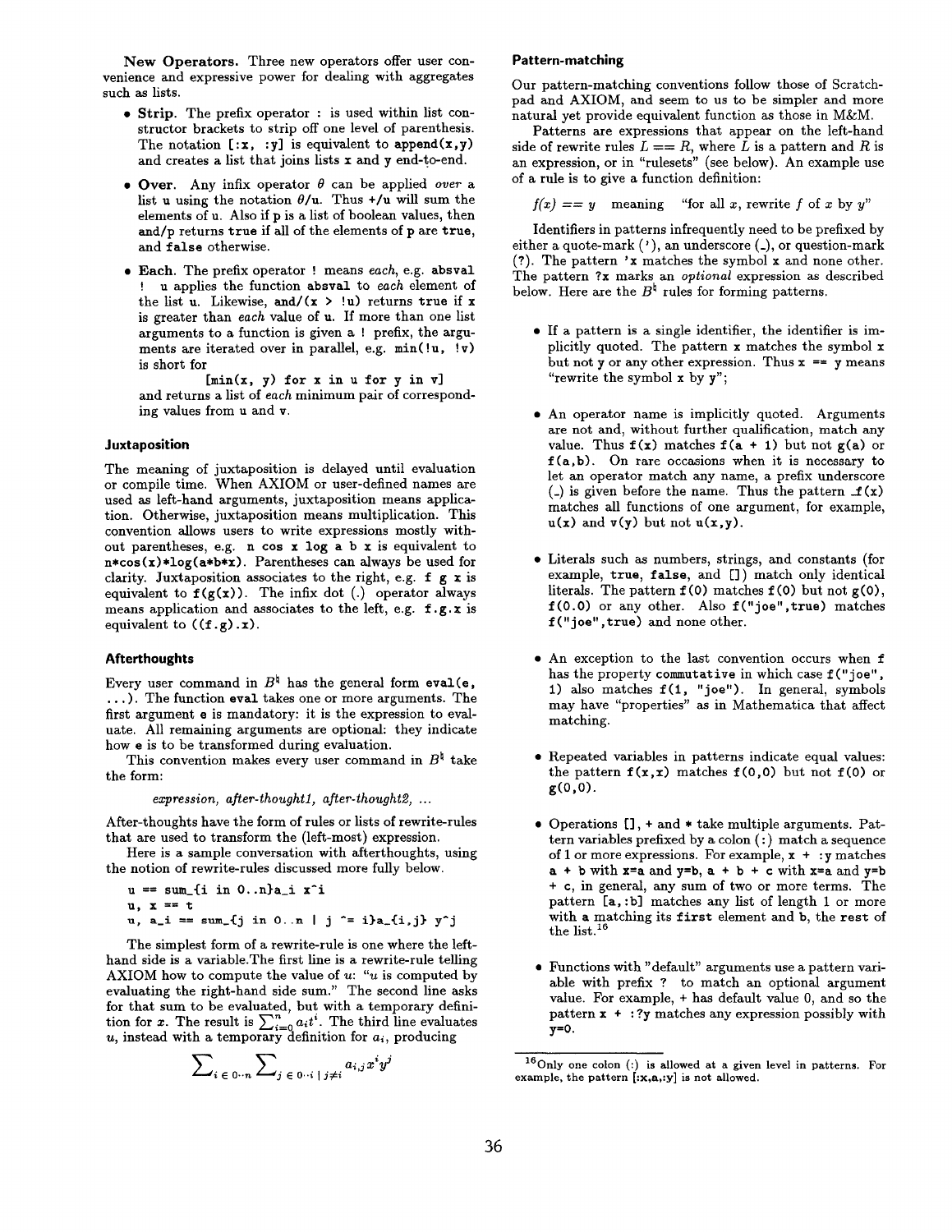**New Operators.** Three new operators offer user convenience and expressive power for dealing with aggregates such as lists.

- **Strip.** The prefix operator `:` is used within list constructor brackets to strip off one level of parenthesis. The notation `[:x, :y]` is equivalent to `append(x,y)` and creates a list that joins lists `x` and `y` end-to-end.
- **Over.** Any infix operator $\theta$ can be applied *over* a list `u` using the notation $\theta$`/u`. Thus `+/u` will sum the elements of u. Also if `p` is a list of boolean values, then `and/p` returns `true` if all of the elements of `p` are `true`, and `false` otherwise.
- **Each.** The prefix operator `!` means *each*, e.g. `absval ! u` applies the function `absval` to *each* element of the list `u`. Likewise, `and/(x > !u)` returns `true` if `x` is greater than *each* value of `u`. If more than one list arguments to a function is given a `!` prefix, the arguments are iterated over in parallel, e.g. `min(!u, !v)` is short for

  ```
  [min(x, y) for x in u for y in v]
  ```

  and returns a list of *each* minimum pair of corresponding values from `u` and `v`.

### Juxtaposition

The meaning of juxtaposition is delayed until evaluation or compile time. When AXIOM or user-defined names are used as left-hand arguments, juxtaposition means application. Otherwise, juxtaposition means multiplication. This convention allows users to write expressions mostly without parentheses, e.g. `n cos x log a b x` is equivalent to `n*cos(x)*log(a*b*x)`. Parentheses can always be used for clarity. Juxtaposition associates to the right, e.g. `f g x` is equivalent to `f(g(x))`. The infix dot (.) operator always means application and associates to the left, e.g. `f.g.x` is equivalent to `((f.g).x)`.

### Afterthoughts

Every user command in $B^\natural$ has the general form `eval(e, ...)`. The function `eval` takes one or more arguments. The first argument `e` is mandatory: it is the expression to evaluate. All remaining arguments are optional: they indicate how `e` is to be transformed during evaluation.

This convention makes every user command in $B^\natural$ take the form:

*expression, after-thought1, after-thought2, ...*

After-thoughts have the form of rules or lists of rewrite-rules that are used to transform the (left-most) expression.

Here is a sample conversation with afterthoughts, using the notion of rewrite-rules discussed more fully below.

```
u == sum_{i in 0..n}a_i x^i
u, x == t
u, a_i == sum_{j in 0..n | j ^= i}a_{i,j} y^j
```

The simplest form of a rewrite-rule is one where the left-hand side is a variable.The first line is a rewrite-rule telling AXIOM how to compute the value of $u$: "$u$ is computed by evaluating the right-hand side sum." The second line asks for that sum to be evaluated, but with a temporary definition for $x$. The result is $\sum_{i=0}^{n} a_i t^i$. The third line evaluates $u$, instead with a temporary definition for $a_i$, producing

$$\sum_{i \in 0..n} \sum_{j \in 0..i \mid j \neq i} a_{i,j} x^i y^j$$

### Pattern-matching

Our pattern-matching conventions follow those of Scratchpad and AXIOM, and seem to us to be simpler and more natural yet provide equivalent function as those in M&M.

Patterns are expressions that appear on the left-hand side of rewrite rules $L == R$, where $L$ is a pattern and $R$ is an expression, or in "rulesets" (see below). An example use of a rule is to give a function definition:

$f(x) == y$ meaning "for all $x$, rewrite $f$ of $x$ by $y$"

Identifiers in patterns infrequently need to be prefixed by either a quote-mark ('), an underscore (_), or question-mark (?). The pattern `'x` matches the symbol `x` and none other. The pattern `?x` marks an *optional* expression as described below. Here are the $B^\natural$ rules for forming patterns.

- If a pattern is a single identifier, the identifier is implicitly quoted. The pattern `x` matches the symbol `x` but not `y` or any other expression. Thus `x == y` means "rewrite the symbol `x` by `y`";
- An operator name is implicitly quoted. Arguments are not and, without further qualification, match any value. Thus `f(x)` matches `f(a + 1)` but not `g(a)` or `f(a,b)`. On rare occasions when it is necessary to let an operator match any name, a prefix underscore (_) is given before the name. Thus the pattern `_f(x)` matches all functions of one argument, for example, `u(x)` and `v(y)` but not `u(x,y)`.
- Literals such as numbers, strings, and constants (for example, `true`, `false`, and `[]`) match only identical literals. The pattern `f(0)` matches `f(0)` but not `g(0)`, `f(0.0)` or any other. Also `f("joe",true)` matches `f("joe",true)` and none other.
- An exception to the last convention occurs when `f` has the property `commutative` in which case `f("joe", 1)` also matches `f(1, "joe")`. In general, symbols may have "properties" as in Mathematica that affect matching.
- Repeated variables in patterns indicate equal values: the pattern `f(x,x)` matches `f(0,0)` but not `f(0)` or `g(0,0)`.
- Operations `[]`, `+` and `*` take multiple arguments. Pattern variables prefixed by a colon (`:`) match a sequence of 1 or more expressions. For example, `x + :y` matches `a + b` with `x=a` and `y=b`, `a + b + c` with `x=a` and `y=b + c`, in general, any sum of two or more terms. The pattern `[a,:b]` matches any list of length 1 or more with `a` matching its `first` element and `b`, the `rest` of the list.[16]
- Functions with "default" arguments use a pattern variable with prefix `?` to match an optional argument value. For example, `+` has default value 0, and so the pattern `x + :?y` matches any expression possibly with `y=0`.

[16] Only one colon (:) is allowed at a given level in patterns. For example, the pattern [:x,a,:y] is not allowed.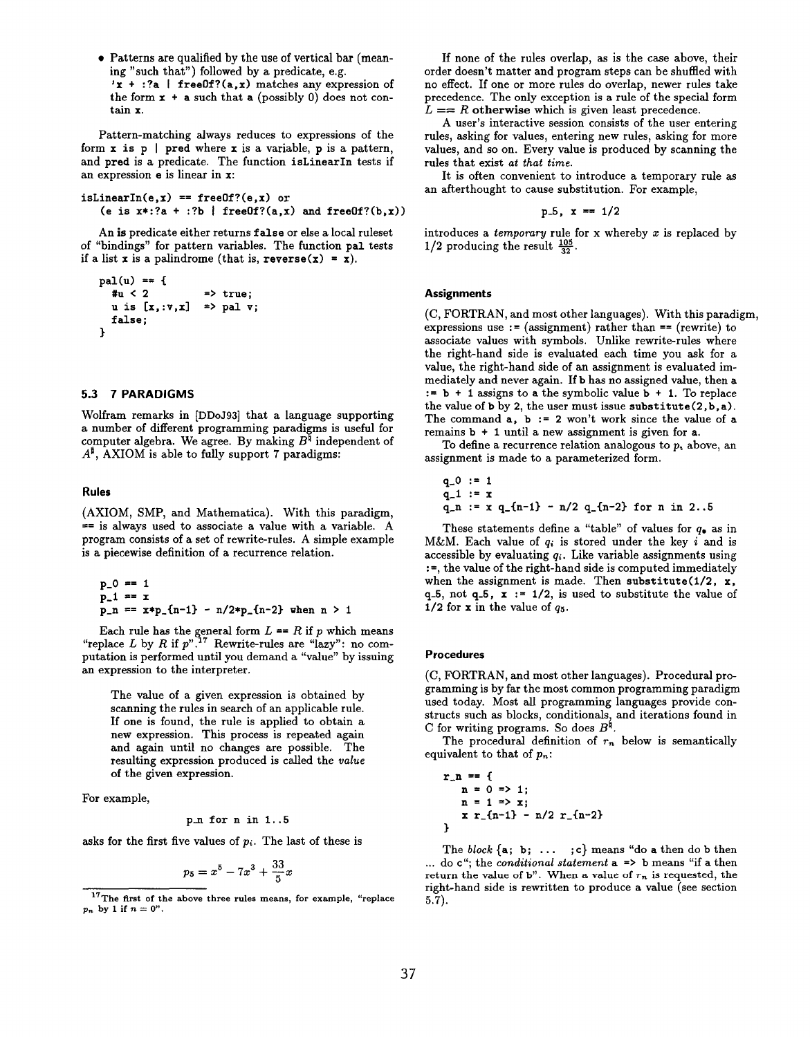- Patterns are qualified by the use of vertical bar (meaning "such that") followed by a predicate, e.g. `'x + :?a | freeOf?(a,x)` matches any expression of the form `x + a` such that `a` (possibly 0) does not contain `x`.

Pattern-matching always reduces to expressions of the form `x is p | pred` where `x` is a variable, `p` is a pattern, and `pred` is a predicate. The function `isLinearIn` tests if an expression `e` is linear in `x`:

```
isLinearIn(e,x) == freeOf?(e,x) or
   (e is x*:?a + :?b | freeOf?(a,x) and freeOf?(b,x))
```

An **is** predicate either returns `false` or else a local ruleset of "bindings" for pattern variables. The function `pal` tests if a list `x` is a palindrome (that is, `reverse(x) = x`).

```
pal(u) == {
   #u < 2        => true;
   u is [x,:v,x] => pal v;
   false;
}
```

## 5.3 7 PARADIGMS

Wolfram remarks in [DDoJ93] that a language supporting a number of different programming paradigms is useful for computer algebra. We agree. By making $B^\natural$ independent of $A^\sharp$, AXIOM is able to fully support 7 paradigms:

### Rules

(AXIOM, SMP, and Mathematica). With this paradigm, `==` is always used to associate a value with a variable. A program consists of a set of rewrite-rules. A simple example is a piecewise definition of a recurrence relation.

```
p_0 == 1
p_1 == x
p_n == x*p_{n-1} - n/2*p_{n-2} when n > 1
```

Each rule has the general form $L$ == $R$ if $p$ which means "replace $L$ by $R$ if $p$".[17] Rewrite-rules are "lazy": no computation is performed until you demand a "value" by issuing an expression to the interpreter.

> The value of a given expression is obtained by scanning the rules in search of an applicable rule. If one is found, the rule is applied to obtain a new expression. This process is repeated again and again until no changes are possible. The resulting expression produced is called the *value* of the given expression.

For example,

```
p_n for n in 1..5
```

asks for the first five values of $p_i$. The last of these is

$$p_5 = x^5 - 7x^3 + \frac{33}{5}x$$

[17] The first of the above three rules means, for example, "replace $p_n$ by 1 if $n = 0$".

If none of the rules overlap, as is the case above, their order doesn't matter and program steps can be shuffled with no effect. If one or more rules do overlap, newer rules take precedence. The only exception is a rule of the special form $L$ == $R$ **otherwise** which is given least precedence.

A user's interactive session consists of the user entering rules, asking for values, entering new rules, asking for more values, and so on. Every value is produced by scanning the rules that exist *at that time*.

It is often convenient to introduce a temporary rule as an afterthought to cause substitution. For example,

```
p_5, x == 1/2
```

introduces a *temporary* rule for x whereby $x$ is replaced by 1/2 producing the result $\frac{105}{32}$.

### Assignments

(C, FORTRAN, and most other languages). With this paradigm, expressions use `:=` (assignment) rather than `==` (rewrite) to associate values with symbols. Unlike rewrite-rules where the right-hand side is evaluated each time you ask for a value, the right-hand side of an assignment is evaluated immediately and never again. If `b` has no assigned value, then `a := b + 1` assigns to `a` the symbolic value `b + 1`. To replace the value of `b` by 2, the user must issue `substitute(2,b,a)`. The command `a, b := 2` won't work since the value of `a` remains `b + 1` until a new assignment is given for `a`.

To define a recurrence relation analogous to $p_*$ above, an assignment is made to a parameterized form.

```
q_0 := 1
q_1 := x
q_n := x q_{n-1} - n/2 q_{n-2} for n in 2..5
```

These statements define a "table" of values for $q_*$ as in M&M. Each value of $q_i$ is stored under the key $i$ and is accessible by evaluating $q_i$. Like variable assignments using `:=`, the value of the right-hand side is computed immediately when the assignment is made. Then `substitute(1/2, x, q_5`, not `q_5, x := 1/2`, is used to substitute the value of `1/2` for `x` in the value of $q_5$.

### Procedures

(C, FORTRAN, and most other languages). Procedural programming is by far the most common programming paradigm used today. Most all programming languages provide constructs such as blocks, conditionals, and iterations found in C for writing programs. So does $B^\natural$.

The procedural definition of $r_n$ below is semantically equivalent to that of $p_n$:

```
r_n == {
   n = 0 => 1;
   n = 1 => x;
   x r_{n-1} - n/2 r_{n-2}
}
```

The *block* `{a; b; ... ;c}` means "do `a` then do b then ... do `c`"; the *conditional statement* `a => b` means "if a then return the value of b". When a value of $r_n$ is requested, the right-hand side is rewritten to produce a value (see section 5.7).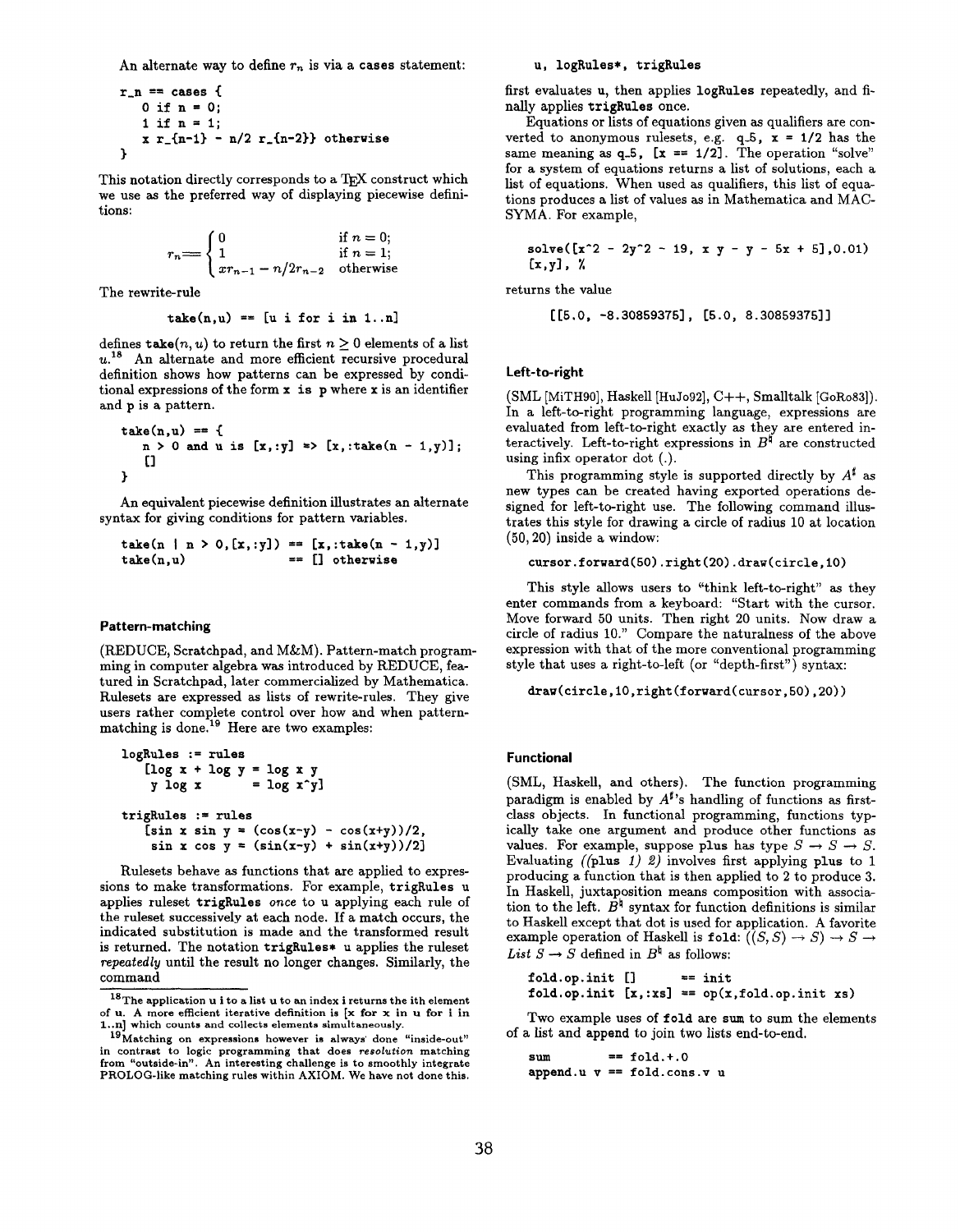An alternate way to define $r_n$ is via a cases statement:

```
r_n == cases {
   0 if n = 0;
   1 if n = 1;
   x r_{n-1} - n/2 r_{n-2}} otherwise
}
```

This notation directly corresponds to a TeX construct which we use as the preferred way of displaying piecewise definitions:

$$r_n == \begin{cases} 0 & \text{if } n = 0; \\ 1 & \text{if } n = 1; \\ x r_{n-1} - n/2 r_{n-2} & \text{otherwise} \end{cases}$$

The rewrite-rule

```
take(n,u) == [u i for i in 1..n]
```

defines $\mathtt{take}(n, u)$ to return the first $n \geq 0$ elements of a list $u$.[18] An alternate and more efficient recursive procedural definition shows how patterns can be expressed by conditional expressions of the form `x is p` where `x` is an identifier and `p` is a pattern.

```
take(n,u) == {
   n > 0 and u is [x,:y] => [x,:take(n - 1,y)];
   []
}
```

An equivalent piecewise definition illustrates an alternate syntax for giving conditions for pattern variables.

```
take(n | n > 0,[x,:y]) == [x,:take(n - 1,y)]
take(n,u)              == [] otherwise
```

### Pattern-matching

(REDUCE, Scratchpad, and M&M). Pattern-match programming in computer algebra was introduced by REDUCE, featured in Scratchpad, later commercialized by Mathematica. Rulesets are expressed as lists of rewrite-rules. They give users rather complete control over how and when pattern-matching is done.[19] Here are two examples:

```
logRules := rules
   [log x + log y = log x y
    y log x       = log x^y]

trigRules := rules
   [sin x sin y = (cos(x-y) - cos(x+y))/2,
    sin x cos y = (sin(x-y) + sin(x+y))/2]
```

Rulesets behave as functions that are applied to expressions to make transformations. For example, `trigRules u` applies ruleset `trigRules` *once* to `u` applying each rule of the ruleset successively at each node. If a match occurs, the indicated substitution is made and the transformed result is returned. The notation `trigRules* u` applies the ruleset *repeatedly* until the result no longer changes. Similarly, the command

```
u, logRules*, trigRules
```

first evaluates `u`, then applies `logRules` repeatedly, and finally applies `trigRules` once.

Equations or lists of equations given as qualifiers are converted to anonymous rulesets, e.g. `q_5, x = 1/2` has the same meaning as `q_5, [x == 1/2]`. The operation "solve" for a system of equations returns a list of solutions, each a list of equations. When used as qualifiers, this list of equations produces a list of values as in Mathematica and MACSYMA. For example,

```
solve([x^2 - 2y^2 - 19, x y - y - 5x + 5],0.01)
[x,y], %
```

returns the value

```
[[5.0, -8.30859375], [5.0, 8.30859375]]
```

### Left-to-right

(SML [MiTH90], Haskell [HuJo92], C++, Smalltalk [GoRo83]). In a left-to-right programming language, expressions are evaluated from left-to-right exactly as they are entered interactively. Left-to-right expressions in $B^\natural$ are constructed using infix operator dot (.).

This programming style is supported directly by $A^\sharp$ as new types can be created having exported operations designed for left-to-right use. The following command illustrates this style for drawing a circle of radius 10 at location $(50, 20)$ inside a window:

```
cursor.forward(50).right(20).draw(circle,10)
```

This style allows users to "think left-to-right" as they enter commands from a keyboard: "Start with the cursor. Move forward 50 units. Then right 20 units. Now draw a circle of radius 10." Compare the naturalness of the above expression with that of the more conventional programming style that uses a right-to-left (or "depth-first") syntax:

```
draw(circle,10,right(forward(cursor,50),20))
```

### Functional

(SML, Haskell, and others). The function programming paradigm is enabled by $A^\sharp$'s handling of functions as first-class objects. In functional programming, functions typically take one argument and produce other functions as values. For example, suppose `plus` has type $S \to S \to S$. Evaluating *((plus 1) 2)* involves first applying `plus` to 1 producing a function that is then applied to 2 to produce 3. In Haskell, juxtaposition means composition with association to the left. $B^\natural$ syntax for function definitions is similar to Haskell except that dot is used for application. A favorite example operation of Haskell is `fold`: $((S,S) \to S) \to S \to$ *List* $S \to S$ defined in $B^\natural$ as follows:

```
fold.op.init []      == init
fold.op.init [x,:xs] == op(x,fold.op.init xs)
```

Two example uses of `fold` are `sum` to sum the elements of a list and `append` to join two lists end-to-end.

```
sum          == fold.+.0
append.u v == fold.cons.v u
```

---

[18] The application `u i` to a list `u` to an index `i` returns the ith element of `u`. A more efficient iterative definition is `[x for x in u for i in 1..n]` which counts and collects elements simultaneously.

[19] Matching on expressions however is always done "inside-out" in contrast to logic programming that does *resolution* matching from "outside-in". An interesting challenge is to smoothly integrate PROLOG-like matching rules within AXIOM. We have not done this.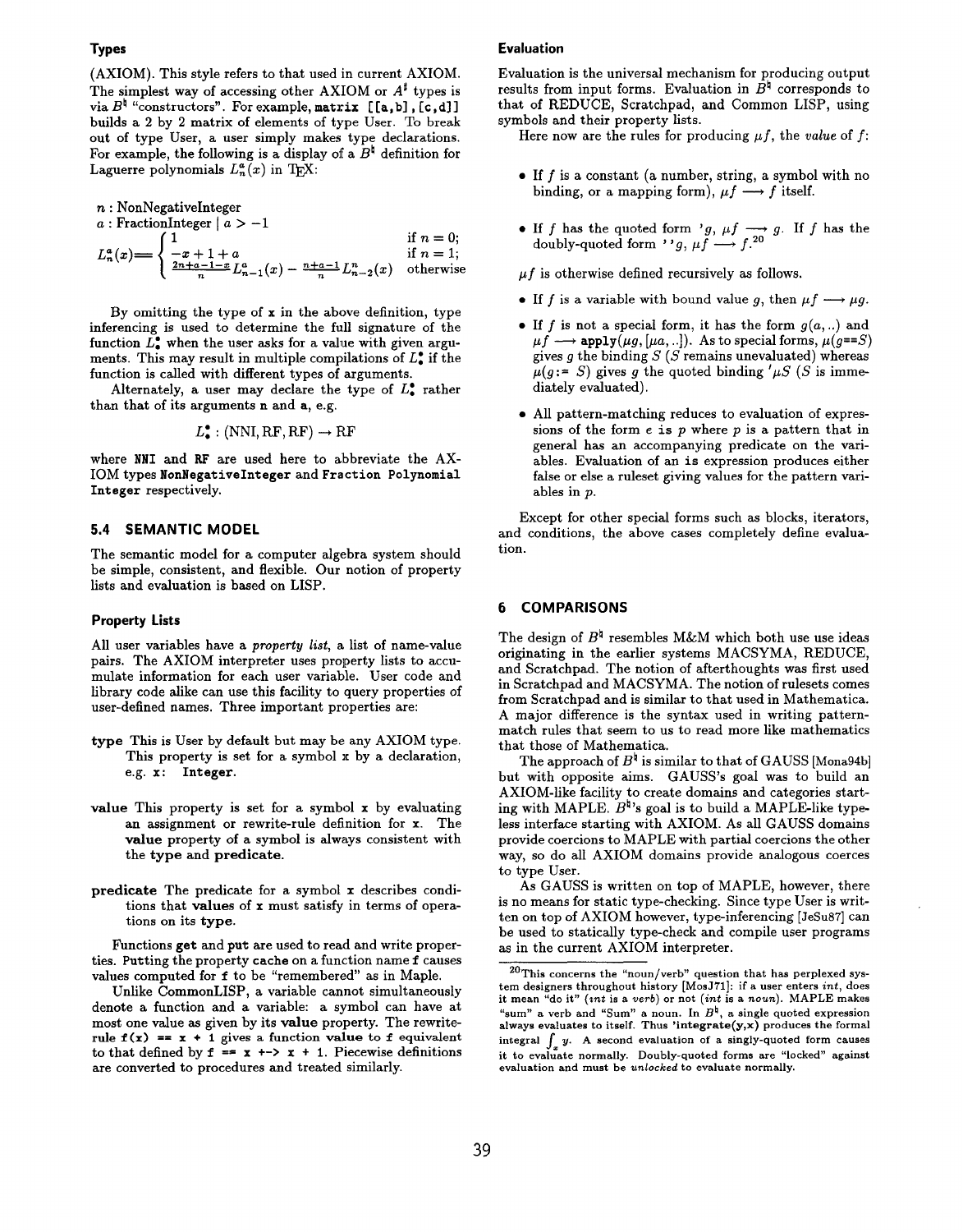### Types

(AXIOM). This style refers to that used in current AXIOM. The simplest way of accessing other AXIOM or $A^\sharp$ types is via $B^\natural$ "constructors". For example, `matrix [[a,b],[c,d]]` builds a 2 by 2 matrix of elements of type User. To break out of type User, a user simply makes type declarations. For example, the following is a display of a $B^\natural$ definition for Laguerre polynomials $L_n^a(x)$ in TEX:

$n$ : NonNegativeInteger
$a$ : FractionInteger | $a > -1$

$$L_n^a(x) = \begin{cases} 1 & \text{if } n = 0; \\ -x + 1 + a & \text{if } n = 1; \\ \frac{2n+a-1-x}{n} L_{n-1}^a(x) - \frac{n+a-1}{n} L_{n-2}^n(x) & \text{otherwise} \end{cases}$$

By omitting the type of **x** in the above definition, type inferencing is used to determine the full signature of the function $L_\bullet^\bullet$ when the user asks for a value with given arguments. This may result in multiple compilations of $L_\bullet^\bullet$ if the function is called with different types of arguments.

Alternately, a user may declare the type of $L_\bullet^\bullet$ rather than that of its arguments **n** and **a**, e.g.

$$L_\bullet^\bullet : (\text{NNI}, \text{RF}, \text{RF}) \to \text{RF}$$

where **NNI** and **RF** are used here to abbreviate the AXIOM types **NonNegativeInteger** and **Fraction Polynomial Integer** respectively.

## 5.4 SEMANTIC MODEL

The semantic model for a computer algebra system should be simple, consistent, and flexible. Our notion of property lists and evaluation is based on LISP.

### Property Lists

All user variables have a *property list*, a list of name-value pairs. The AXIOM interpreter uses property lists to accumulate information for each user variable. User code and library code alike can use this facility to query properties of user-defined names. Three important properties are:

**type** This is User by default but may be any AXIOM type. This property is set for a symbol x by a declaration, e.g. `x: Integer`.

**value** This property is set for a symbol **x** by evaluating an assignment or rewrite-rule definition for **x**. The **value** property of a symbol is always consistent with the **type** and **predicate**.

**predicate** The predicate for a symbol **x** describes conditions that **values** of **x** must satisfy in terms of operations on its **type**.

Functions **get** and **put** are used to read and write properties. Putting the property **cache** on a function name **f** causes values computed for **f** to be "remembered" as in Maple.

Unlike CommonLISP, a variable cannot simultaneously denote a function and a variable: a symbol can have at most one value as given by its **value** property. The rewrite-rule `f(x) == x + 1` gives a function **value** to **f** equivalent to that defined by `f == x +-> x + 1`. Piecewise definitions are converted to procedures and treated similarly.

### Evaluation

Evaluation is the universal mechanism for producing output results from input forms. Evaluation in $B^\natural$ corresponds to that of REDUCE, Scratchpad, and Common LISP, using symbols and their property lists.

Here now are the rules for producing $\mu f$, the *value* of $f$:

- If $f$ is a constant (a number, string, a symbol with no binding, or a mapping form), $\mu f \longrightarrow f$ itself.
- If $f$ has the quoted form $'g$, $\mu f \longrightarrow g$. If $f$ has the doubly-quoted form $''g$, $\mu f \longrightarrow f$.[20]

$\mu f$ is otherwise defined recursively as follows.

- If $f$ is a variable with bound value $g$, then $\mu f \longrightarrow \mu g$.
- If $f$ is not a special form, it has the form $g(a, ..)$ and $\mu f \longrightarrow \mathbf{apply}(\mu g, [\mu a, ..])$. As to special forms, $\mu(g{=}{=}S)$ gives $g$ the binding $S$ ($S$ remains unevaluated) whereas $\mu(g := S)$ gives $g$ the quoted binding $'\mu S$ ($S$ is immediately evaluated).
- All pattern-matching reduces to evaluation of expressions of the form $e$ **is** $p$ where $p$ is a pattern that in general has an accompanying predicate on the variables. Evaluation of an **is** expression produces either false or else a ruleset giving values for the pattern variables in $p$.

Except for other special forms such as blocks, iterators, and conditions, the above cases completely define evaluation.

## 6 COMPARISONS

The design of $B^\natural$ resembles M&M which both use use ideas originating in the earlier systems MACSYMA, REDUCE, and Scratchpad. The notion of afterthoughts was first used in Scratchpad and MACSYMA. The notion of rulesets comes from Scratchpad and is similar to that used in Mathematica. A major difference is the syntax used in writing pattern-match rules that seem to us to read more like mathematics that those of Mathematica.

The approach of $B^\natural$ is similar to that of GAUSS [Mona94b] but with opposite aims. GAUSS's goal was to build an AXIOM-like facility to create domains and categories starting with MAPLE. $B^\natural$'s goal is to build a MAPLE-like typeless interface starting with AXIOM. As all GAUSS domains provide coercions to MAPLE with partial coercions the other way, so do all AXIOM domains provide analogous coerces to type User.

As GAUSS is written on top of MAPLE, however, there is no means for static type-checking. Since type User is written on top of AXIOM however, type-inferencing [JeSu87] can be used to statically type-check and compile user programs as in the current AXIOM interpreter.

---

[20] This concerns the "noun/verb" question that has perplexed system designers throughout history [MosJ71]: if a user enters *int*, does it mean "do it" (*int* is a *verb*) or not (*int* is a *noun*). MAPLE makes "sum" a verb and "Sum" a noun. In $B^\natural$, a single quoted expression always evaluates to itself. Thus `'integrate(y,x)` produces the formal integral $\int_x y$. A second evaluation of a singly-quoted form causes it to evaluate normally. Doubly-quoted forms are "locked" against evaluation and must be *unlocked* to evaluate normally.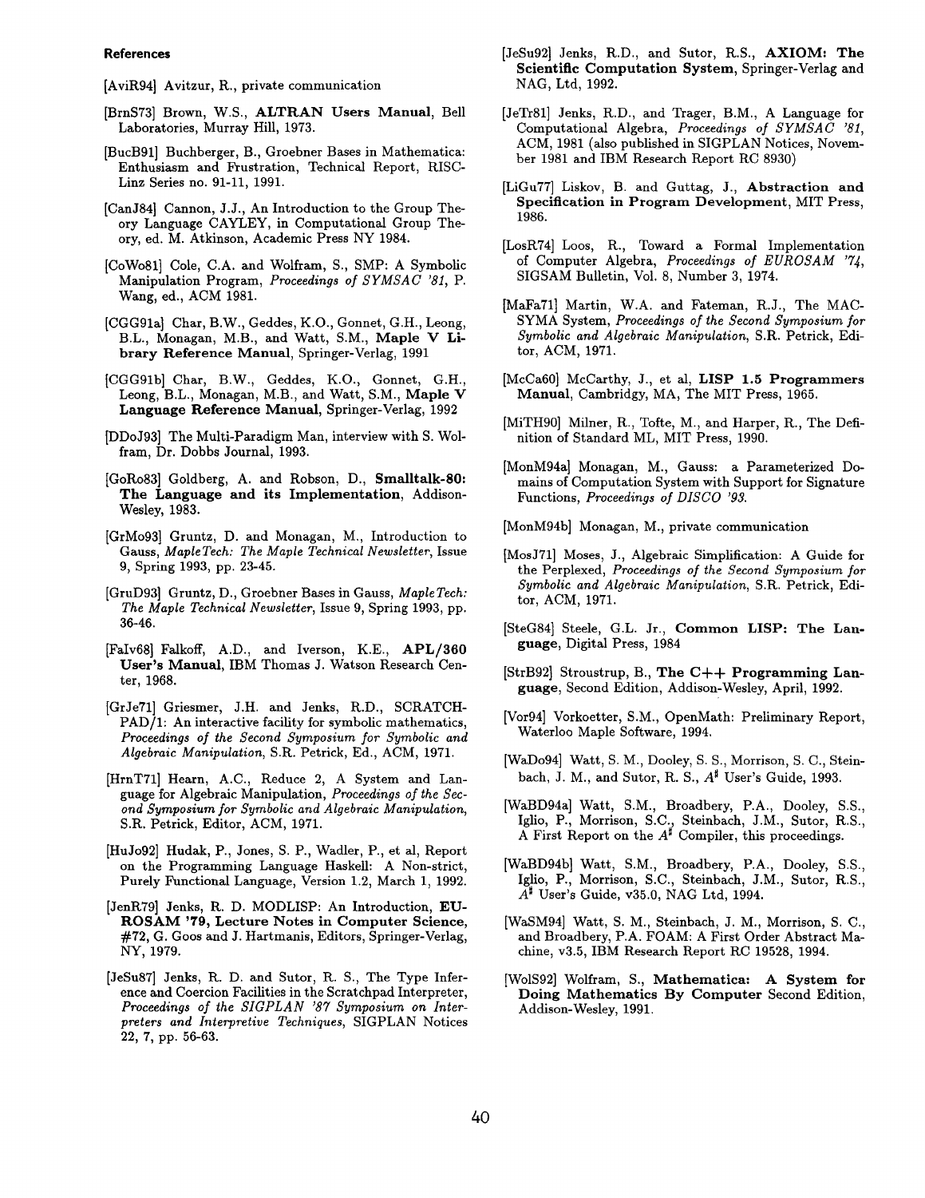#### References

[AviR94] Avitzur, R., private communication

[BrnS73] Brown, W.S., **ALTRAN Users Manual**, Bell Laboratories, Murray Hill, 1973.

[BucB91] Buchberger, B., Groebner Bases in Mathematica: Enthusiasm and Frustration, Technical Report, RISC-Linz Series no. 91-11, 1991.

[CanJ84] Cannon, J.J., An Introduction to the Group Theory Language CAYLEY, in Computational Group Theory, ed. M. Atkinson, Academic Press NY 1984.

[CoWo81] Cole, C.A. and Wolfram, S., SMP: A Symbolic Manipulation Program, *Proceedings of SYMSAC '81*, P. Wang, ed., ACM 1981.

[CGG91a] Char, B.W., Geddes, K.O., Gonnet, G.H., Leong, B.L., Monagan, M.B., and Watt, S.M., **Maple V Library Reference Manual**, Springer-Verlag, 1991

[CGG91b] Char, B.W., Geddes, K.O., Gonnet, G.H., Leong, B.L., Monagan, M.B., and Watt, S.M., **Maple V Language Reference Manual**, Springer-Verlag, 1992

[DDoJ93] The Multi-Paradigm Man, interview with S. Wolfram, Dr. Dobbs Journal, 1993.

[GoRo83] Goldberg, A. and Robson, D., **Smalltalk-80: The Language and its Implementation**, Addison-Wesley, 1983.

[GrMo93] Gruntz, D. and Monagan, M., Introduction to Gauss, *MapleTech: The Maple Technical Newsletter*, Issue 9, Spring 1993, pp. 23-45.

[GruD93] Gruntz, D., Groebner Bases in Gauss, *MapleTech: The Maple Technical Newsletter*, Issue 9, Spring 1993, pp. 36-46.

[FaIv68] Falkoff, A.D., and Iverson, K.E., **APL/360 User's Manual**, IBM Thomas J. Watson Research Center, 1968.

[GrJe71] Griesmer, J.H. and Jenks, R.D., SCRATCHPAD/1: An interactive facility for symbolic mathematics, *Proceedings of the Second Symposium for Symbolic and Algebraic Manipulation*, S.R. Petrick, Ed., ACM, 1971.

[HrnT71] Hearn, A.C., Reduce 2, A System and Language for Algebraic Manipulation, *Proceedings of the Second Symposium for Symbolic and Algebraic Manipulation*, S.R. Petrick, Editor, ACM, 1971.

[HuJo92] Hudak, P., Jones, S. P., Wadler, P., et al, Report on the Programming Language Haskell: A Non-strict, Purely Functional Language, Version 1.2, March 1, 1992.

[JenR79] Jenks, R. D. MODLISP: An Introduction, **EUROSAM '79, Lecture Notes in Computer Science, #72**, G. Goos and J. Hartmanis, Editors, Springer-Verlag, NY, 1979.

[JeSu87] Jenks, R. D. and Sutor, R. S., The Type Inference and Coercion Facilities in the Scratchpad Interpreter, *Proceedings of the SIGPLAN '87 Symposium on Interpreters and Interpretive Techniques*, SIGPLAN Notices 22, 7, pp. 56-63.

[JeSu92] Jenks, R.D., and Sutor, R.S., **AXIOM: The Scientific Computation System**, Springer-Verlag and NAG, Ltd, 1992.

[JeTr81] Jenks, R.D., and Trager, B.M., A Language for Computational Algebra, *Proceedings of SYMSAC '81*, ACM, 1981 (also published in SIGPLAN Notices, November 1981 and IBM Research Report RC 8930)

[LiGu77] Liskov, B. and Guttag, J., **Abstraction and Specification in Program Development**, MIT Press, 1986.

[LosR74] Loos, R., Toward a Formal Implementation of Computer Algebra, *Proceedings of EUROSAM '74*, SIGSAM Bulletin, Vol. 8, Number 3, 1974.

[MaFa71] Martin, W.A. and Fateman, R.J., The MACSYMA System, *Proceedings of the Second Symposium for Symbolic and Algebraic Manipulation*, S.R. Petrick, Editor, ACM, 1971.

[McCa60] McCarthy, J., et al, **LISP 1.5 Programmers Manual**, Cambridgy, MA, The MIT Press, 1965.

[MiTH90] Milner, R., Tofte, M., and Harper, R., The Definition of Standard ML, MIT Press, 1990.

[MonM94a] Monagan, M., Gauss: a Parameterized Domains of Computation System with Support for Signature Functions, *Proceedings of DISCO '93*.

[MonM94b] Monagan, M., private communication

[MosJ71] Moses, J., Algebraic Simplification: A Guide for the Perplexed, *Proceedings of the Second Symposium for Symbolic and Algebraic Manipulation*, S.R. Petrick, Editor, ACM, 1971.

[SteG84] Steele, G.L. Jr., **Common LISP: The Language**, Digital Press, 1984

[StrB92] Stroustrup, B., **The C++ Programming Language**, Second Edition, Addison-Wesley, April, 1992.

[Vor94] Vorkoetter, S.M., OpenMath: Preliminary Report, Waterloo Maple Software, 1994.

[WaDo94] Watt, S. M., Dooley, S. S., Morrison, S. C., Steinbach, J. M., and Sutor, R. S., $A^\sharp$ User's Guide, 1993.

[WaBD94a] Watt, S.M., Broadbery, P.A., Dooley, S.S., Iglio, P., Morrison, S.C., Steinbach, J.M., Sutor, R.S., A First Report on the $A^\sharp$ Compiler, this proceedings.

[WaBD94b] Watt, S.M., Broadbery, P.A., Dooley, S.S., Iglio, P., Morrison, S.C., Steinbach, J.M., Sutor, R.S., $A^\sharp$ User's Guide, v35.0, NAG Ltd, 1994.

[WaSM94] Watt, S. M., Steinbach, J. M., Morrison, S. C., and Broadbery, P.A. FOAM: A First Order Abstract Machine, v3.5, IBM Research Report RC 19528, 1994.

[WolS92] Wolfram, S., **Mathematica: A System for Doing Mathematics By Computer** Second Edition, Addison-Wesley, 1991.